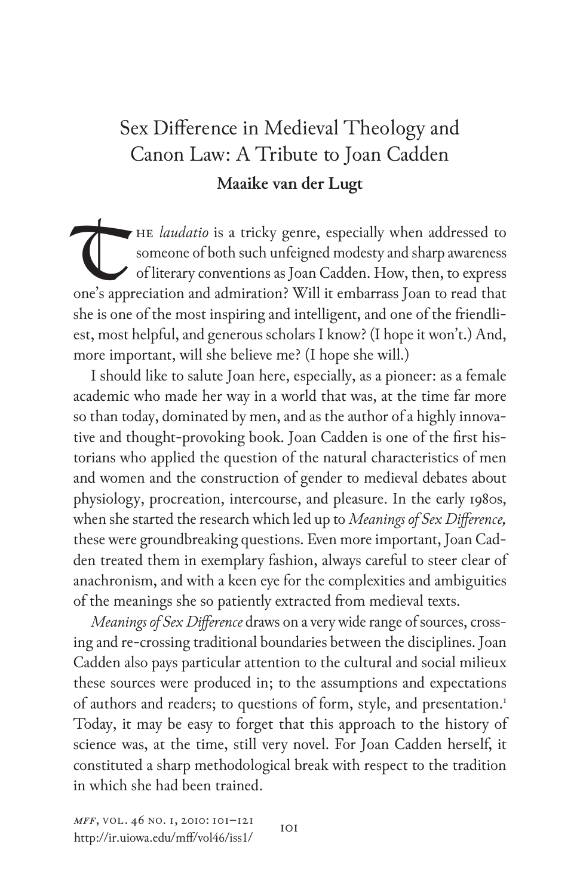# Sex Difference in Medieval Theology and Canon Law: A Tribute to Joan Cadden

**Maaike van der Lugt**

The *laudatio* is a tricky genre, especially when addressed to someone of both such unfeigned modesty and sharp awareness of literary conventions as Joan Cadden. How, then, to express one's appreciation and admiration? Will it embarrass Joan to read that she is one of the most inspiring and intelligent, and one of the friendliest, most helpful, and generous scholars I know? (I hope it won't.) And, more important, will she believe me? (I hope she will.)

I should like to salute Joan here, especially, as a pioneer: as a female academic who made her way in a world that was, at the time far more so than today, dominated by men, and as the author of a highly innovative and thought-provoking book. Joan Cadden is one of the first historians who applied the question of the natural characteristics of men and women and the construction of gender to medieval debates about physiology, procreation, intercourse, and pleasure. In the early 1980s, when she started the research which led up to *Meanings of Sex Difference,* these were groundbreaking questions. Even more important, Joan Cadden treated them in exemplary fashion, always careful to steer clear of anachronism, and with a keen eye for the complexities and ambiguities of the meanings she so patiently extracted from medieval texts.

*Meanings of Sex Difference* draws on a very wide range of sources, crossing and re-crossing traditional boundaries between the disciplines. Joan Cadden also pays particular attention to the cultural and social milieux these sources were produced in; to the assumptions and expectations of authors and readers; to questions of form, style, and presentation.[1] Today, it may be easy to forget that this approach to the history of science was, at the time, still very novel. For Joan Cadden herself, it constituted a sharp methodological break with respect to the tradition in which she had been trained.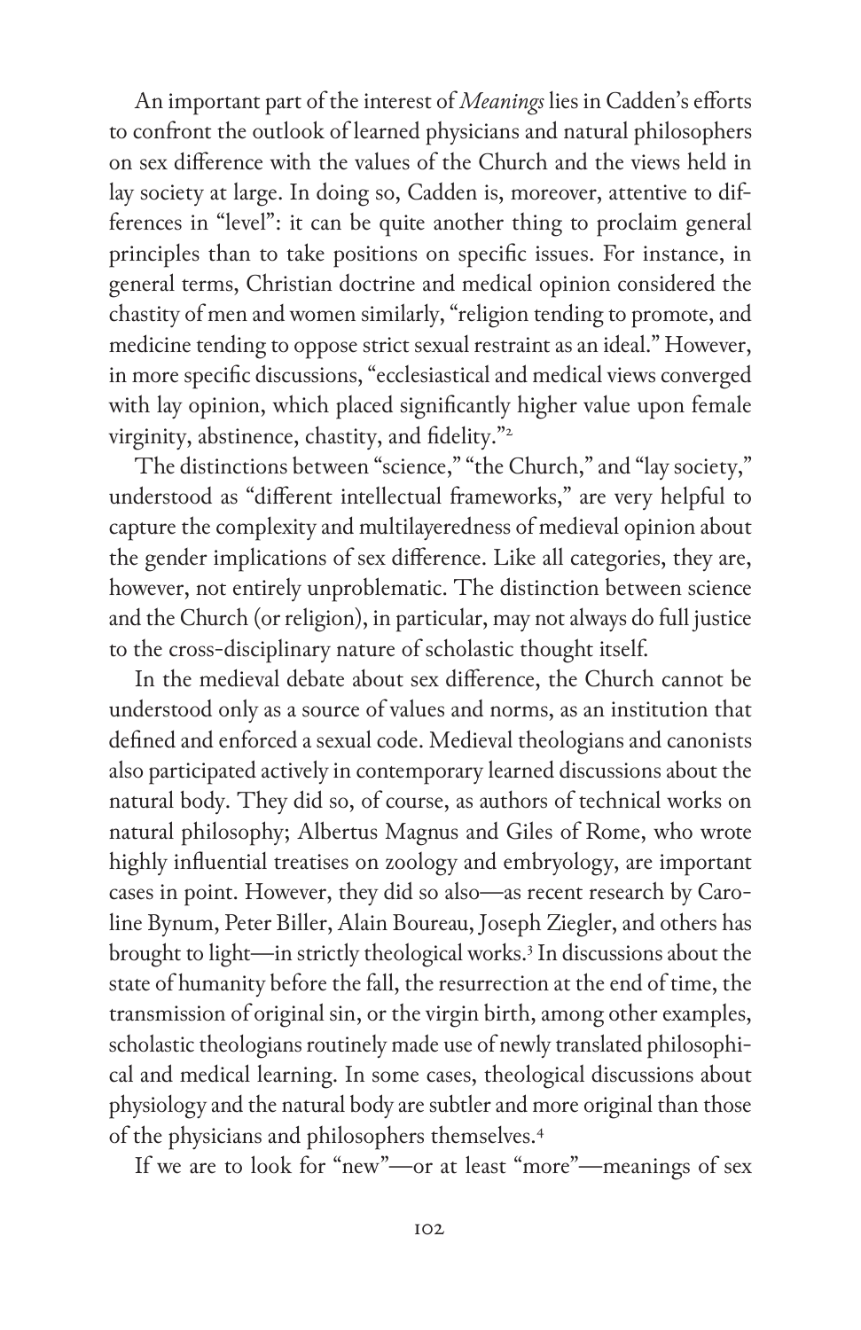An important part of the interest of *Meanings* lies in Cadden's efforts to confront the outlook of learned physicians and natural philosophers on sex difference with the values of the Church and the views held in lay society at large. In doing so, Cadden is, moreover, attentive to differences in "level": it can be quite another thing to proclaim general principles than to take positions on specific issues. For instance, in general terms, Christian doctrine and medical opinion considered the chastity of men and women similarly, "religion tending to promote, and medicine tending to oppose strict sexual restraint as an ideal." However, in more specific discussions, "ecclesiastical and medical views converged with lay opinion, which placed significantly higher value upon female virginity, abstinence, chastity, and fidelity."[2]

The distinctions between "science," "the Church," and "lay society," understood as "different intellectual frameworks," are very helpful to capture the complexity and multilayeredness of medieval opinion about the gender implications of sex difference. Like all categories, they are, however, not entirely unproblematic. The distinction between science and the Church (or religion), in particular, may not always do full justice to the cross-disciplinary nature of scholastic thought itself.

In the medieval debate about sex difference, the Church cannot be understood only as a source of values and norms, as an institution that defined and enforced a sexual code. Medieval theologians and canonists also participated actively in contemporary learned discussions about the natural body. They did so, of course, as authors of technical works on natural philosophy; Albertus Magnus and Giles of Rome, who wrote highly influential treatises on zoology and embryology, are important cases in point. However, they did so also—as recent research by Caroline Bynum, Peter Biller, Alain Boureau, Joseph Ziegler, and others has brought to light—in strictly theological works.[3] In discussions about the state of humanity before the fall, the resurrection at the end of time, the transmission of original sin, or the virgin birth, among other examples, scholastic theologians routinely made use of newly translated philosophical and medical learning. In some cases, theological discussions about physiology and the natural body are subtler and more original than those of the physicians and philosophers themselves.[4]

If we are to look for "new"—or at least "more"—meanings of sex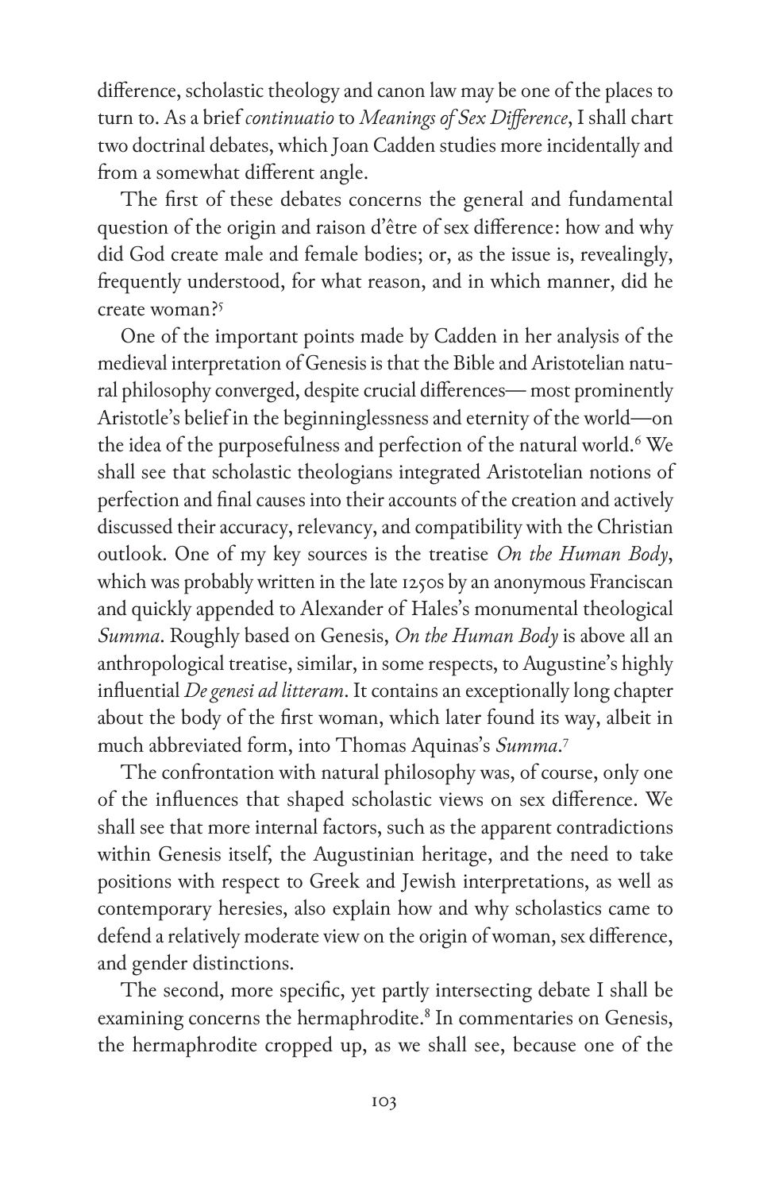difference, scholastic theology and canon law may be one of the places to turn to. As a brief *continuatio* to *Meanings of Sex Difference*, I shall chart two doctrinal debates, which Joan Cadden studies more incidentally and from a somewhat different angle.

The first of these debates concerns the general and fundamental question of the origin and raison d'être of sex difference: how and why did God create male and female bodies; or, as the issue is, revealingly, frequently understood, for what reason, and in which manner, did he create woman?[5]

One of the important points made by Cadden in her analysis of the medieval interpretation of Genesis is that the Bible and Aristotelian natural philosophy converged, despite crucial differences— most prominently Aristotle's belief in the beginninglessness and eternity of the world—on the idea of the purposefulness and perfection of the natural world.[6] We shall see that scholastic theologians integrated Aristotelian notions of perfection and final causes into their accounts of the creation and actively discussed their accuracy, relevancy, and compatibility with the Christian outlook. One of my key sources is the treatise *On the Human Body*, which was probably written in the late 1250s by an anonymous Franciscan and quickly appended to Alexander of Hales's monumental theological *Summa*. Roughly based on Genesis, *On the Human Body* is above all an anthropological treatise, similar, in some respects, to Augustine's highly influential *De genesi ad litteram*. It contains an exceptionally long chapter about the body of the first woman, which later found its way, albeit in much abbreviated form, into Thomas Aquinas's *Summa*.[7]

The confrontation with natural philosophy was, of course, only one of the influences that shaped scholastic views on sex difference. We shall see that more internal factors, such as the apparent contradictions within Genesis itself, the Augustinian heritage, and the need to take positions with respect to Greek and Jewish interpretations, as well as contemporary heresies, also explain how and why scholastics came to defend a relatively moderate view on the origin of woman, sex difference, and gender distinctions.

The second, more specific, yet partly intersecting debate I shall be examining concerns the hermaphrodite.[8] In commentaries on Genesis, the hermaphrodite cropped up, as we shall see, because one of the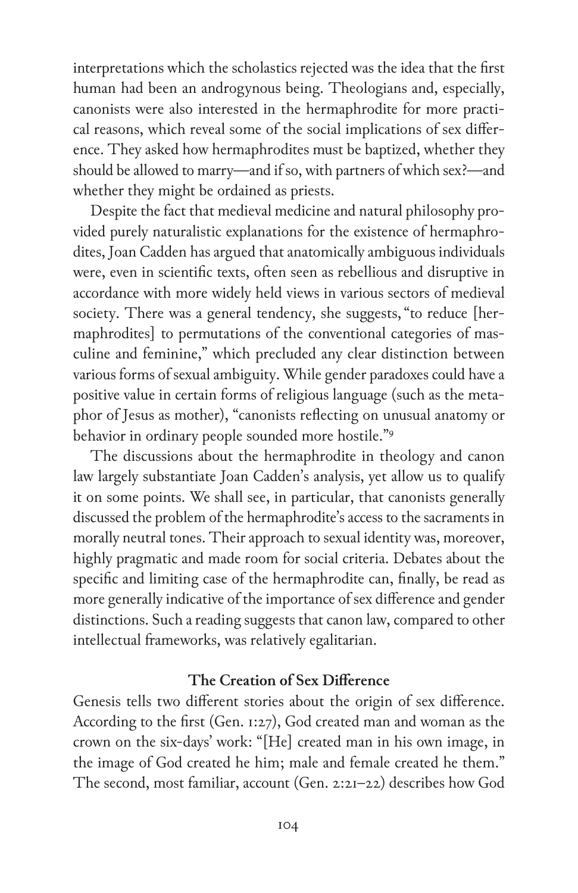interpretations which the scholastics rejected was the idea that the first human had been an androgynous being. Theologians and, especially, canonists were also interested in the hermaphrodite for more practical reasons, which reveal some of the social implications of sex difference. They asked how hermaphrodites must be baptized, whether they should be allowed to marry—and if so, with partners of which sex?—and whether they might be ordained as priests.

Despite the fact that medieval medicine and natural philosophy provided purely naturalistic explanations for the existence of hermaphrodites, Joan Cadden has argued that anatomically ambiguous individuals were, even in scientific texts, often seen as rebellious and disruptive in accordance with more widely held views in various sectors of medieval society. There was a general tendency, she suggests, "to reduce [hermaphrodites] to permutations of the conventional categories of masculine and feminine," which precluded any clear distinction between various forms of sexual ambiguity. While gender paradoxes could have a positive value in certain forms of religious language (such as the metaphor of Jesus as mother), "canonists reflecting on unusual anatomy or behavior in ordinary people sounded more hostile."[9]

The discussions about the hermaphrodite in theology and canon law largely substantiate Joan Cadden's analysis, yet allow us to qualify it on some points. We shall see, in particular, that canonists generally discussed the problem of the hermaphrodite's access to the sacraments in morally neutral tones. Their approach to sexual identity was, moreover, highly pragmatic and made room for social criteria. Debates about the specific and limiting case of the hermaphrodite can, finally, be read as more generally indicative of the importance of sex difference and gender distinctions. Such a reading suggests that canon law, compared to other intellectual frameworks, was relatively egalitarian.

### The Creation of Sex Difference

Genesis tells two different stories about the origin of sex difference. According to the first (Gen. 1:27), God created man and woman as the crown on the six-days' work: "[He] created man in his own image, in the image of God created he him; male and female created he them." The second, most familiar, account (Gen. 2:21–22) describes how God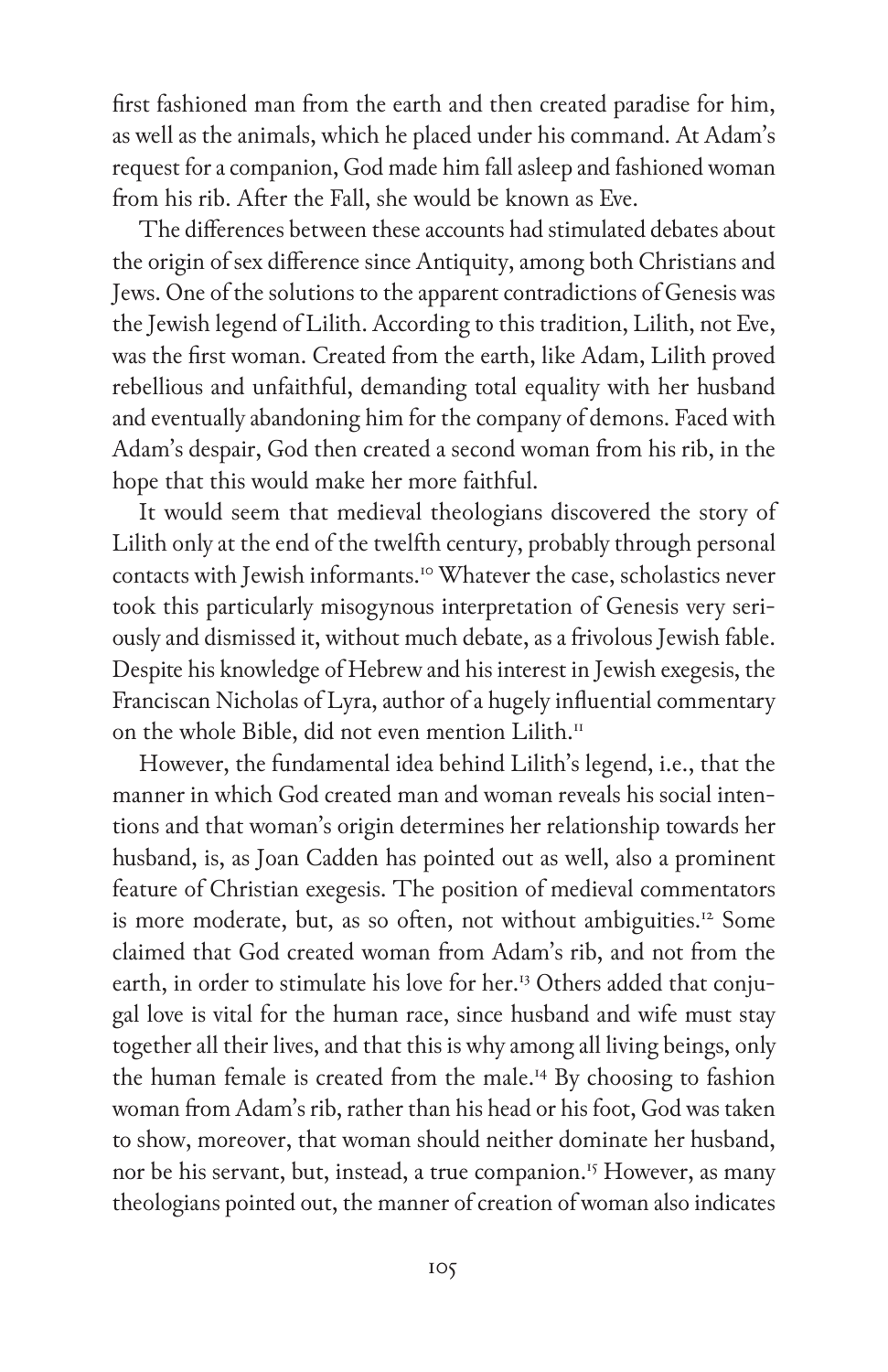first fashioned man from the earth and then created paradise for him, as well as the animals, which he placed under his command. At Adam's request for a companion, God made him fall asleep and fashioned woman from his rib. After the Fall, she would be known as Eve.

The differences between these accounts had stimulated debates about the origin of sex difference since Antiquity, among both Christians and Jews. One of the solutions to the apparent contradictions of Genesis was the Jewish legend of Lilith. According to this tradition, Lilith, not Eve, was the first woman. Created from the earth, like Adam, Lilith proved rebellious and unfaithful, demanding total equality with her husband and eventually abandoning him for the company of demons. Faced with Adam's despair, God then created a second woman from his rib, in the hope that this would make her more faithful.

It would seem that medieval theologians discovered the story of Lilith only at the end of the twelfth century, probably through personal contacts with Jewish informants.[10] Whatever the case, scholastics never took this particularly misogynous interpretation of Genesis very seriously and dismissed it, without much debate, as a frivolous Jewish fable. Despite his knowledge of Hebrew and his interest in Jewish exegesis, the Franciscan Nicholas of Lyra, author of a hugely influential commentary on the whole Bible, did not even mention Lilith.[11]

However, the fundamental idea behind Lilith's legend, i.e., that the manner in which God created man and woman reveals his social intentions and that woman's origin determines her relationship towards her husband, is, as Joan Cadden has pointed out as well, also a prominent feature of Christian exegesis. The position of medieval commentators is more moderate, but, as so often, not without ambiguities.[12] Some claimed that God created woman from Adam's rib, and not from the earth, in order to stimulate his love for her.[13] Others added that conjugal love is vital for the human race, since husband and wife must stay together all their lives, and that this is why among all living beings, only the human female is created from the male.[14] By choosing to fashion woman from Adam's rib, rather than his head or his foot, God was taken to show, moreover, that woman should neither dominate her husband, nor be his servant, but, instead, a true companion.[15] However, as many theologians pointed out, the manner of creation of woman also indicates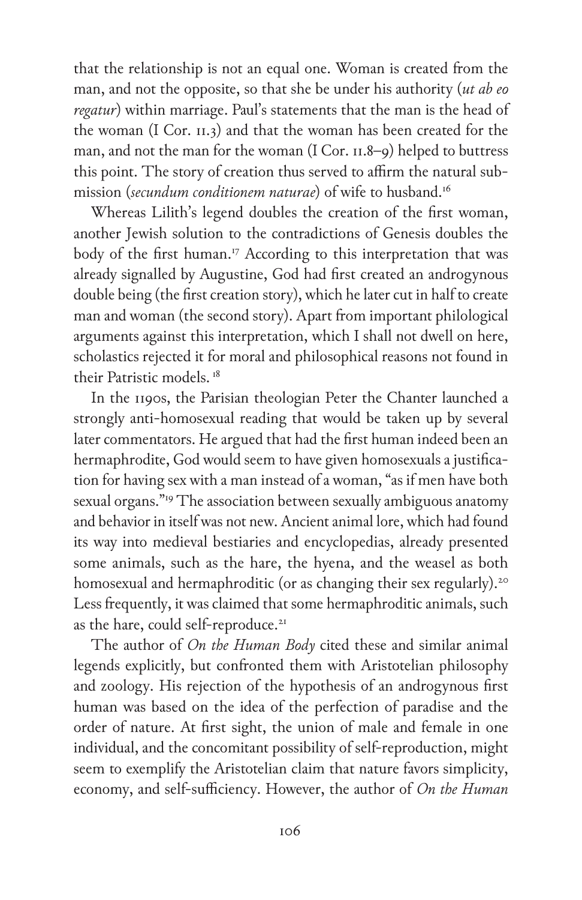that the relationship is not an equal one. Woman is created from the man, and not the opposite, so that she be under his authority (*ut ab eo regatur*) within marriage. Paul's statements that the man is the head of the woman (I Cor. 11.3) and that the woman has been created for the man, and not the man for the woman (I Cor. 11.8–9) helped to buttress this point. The story of creation thus served to affirm the natural submission (*secundum conditionem naturae*) of wife to husband.[16]

Whereas Lilith's legend doubles the creation of the first woman, another Jewish solution to the contradictions of Genesis doubles the body of the first human.[17] According to this interpretation that was already signalled by Augustine, God had first created an androgynous double being (the first creation story), which he later cut in half to create man and woman (the second story). Apart from important philological arguments against this interpretation, which I shall not dwell on here, scholastics rejected it for moral and philosophical reasons not found in their Patristic models.[18]

In the 1190s, the Parisian theologian Peter the Chanter launched a strongly anti-homosexual reading that would be taken up by several later commentators. He argued that had the first human indeed been an hermaphrodite, God would seem to have given homosexuals a justification for having sex with a man instead of a woman, "as if men have both sexual organs."[19] The association between sexually ambiguous anatomy and behavior in itself was not new. Ancient animal lore, which had found its way into medieval bestiaries and encyclopedias, already presented some animals, such as the hare, the hyena, and the weasel as both homosexual and hermaphroditic (or as changing their sex regularly).[20] Less frequently, it was claimed that some hermaphroditic animals, such as the hare, could self-reproduce.[21]

The author of *On the Human Body* cited these and similar animal legends explicitly, but confronted them with Aristotelian philosophy and zoology. His rejection of the hypothesis of an androgynous first human was based on the idea of the perfection of paradise and the order of nature. At first sight, the union of male and female in one individual, and the concomitant possibility of self-reproduction, might seem to exemplify the Aristotelian claim that nature favors simplicity, economy, and self-sufficiency. However, the author of *On the Human*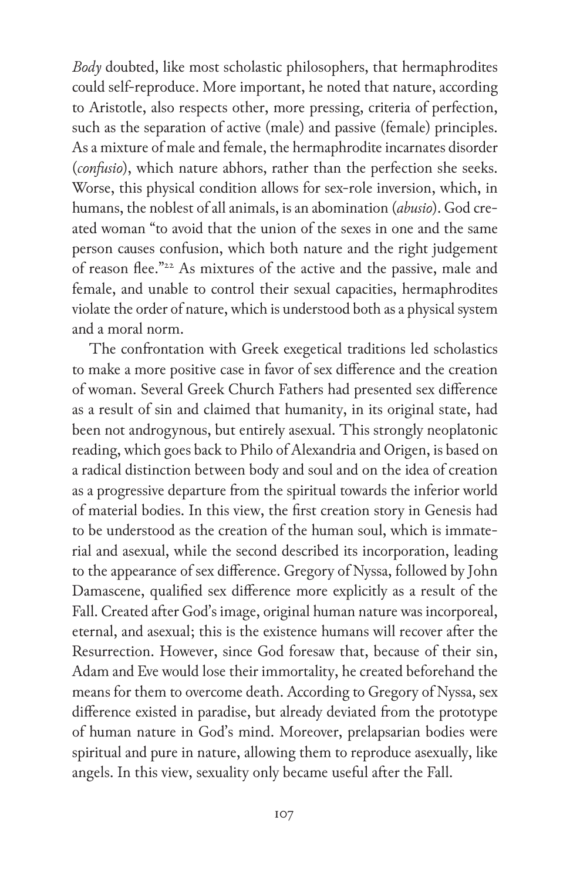*Body* doubted, like most scholastic philosophers, that hermaphrodites could self-reproduce. More important, he noted that nature, according to Aristotle, also respects other, more pressing, criteria of perfection, such as the separation of active (male) and passive (female) principles. As a mixture of male and female, the hermaphrodite incarnates disorder (*confusio*), which nature abhors, rather than the perfection she seeks. Worse, this physical condition allows for sex-role inversion, which, in humans, the noblest of all animals, is an abomination (*abusio*). God created woman "to avoid that the union of the sexes in one and the same person causes confusion, which both nature and the right judgement of reason flee."[22] As mixtures of the active and the passive, male and female, and unable to control their sexual capacities, hermaphrodites violate the order of nature, which is understood both as a physical system and a moral norm.

The confrontation with Greek exegetical traditions led scholastics to make a more positive case in favor of sex difference and the creation of woman. Several Greek Church Fathers had presented sex difference as a result of sin and claimed that humanity, in its original state, had been not androgynous, but entirely asexual. This strongly neoplatonic reading, which goes back to Philo of Alexandria and Origen, is based on a radical distinction between body and soul and on the idea of creation as a progressive departure from the spiritual towards the inferior world of material bodies. In this view, the first creation story in Genesis had to be understood as the creation of the human soul, which is immaterial and asexual, while the second described its incorporation, leading to the appearance of sex difference. Gregory of Nyssa, followed by John Damascene, qualified sex difference more explicitly as a result of the Fall. Created after God's image, original human nature was incorporeal, eternal, and asexual; this is the existence humans will recover after the Resurrection. However, since God foresaw that, because of their sin, Adam and Eve would lose their immortality, he created beforehand the means for them to overcome death. According to Gregory of Nyssa, sex difference existed in paradise, but already deviated from the prototype of human nature in God's mind. Moreover, prelapsarian bodies were spiritual and pure in nature, allowing them to reproduce asexually, like angels. In this view, sexuality only became useful after the Fall.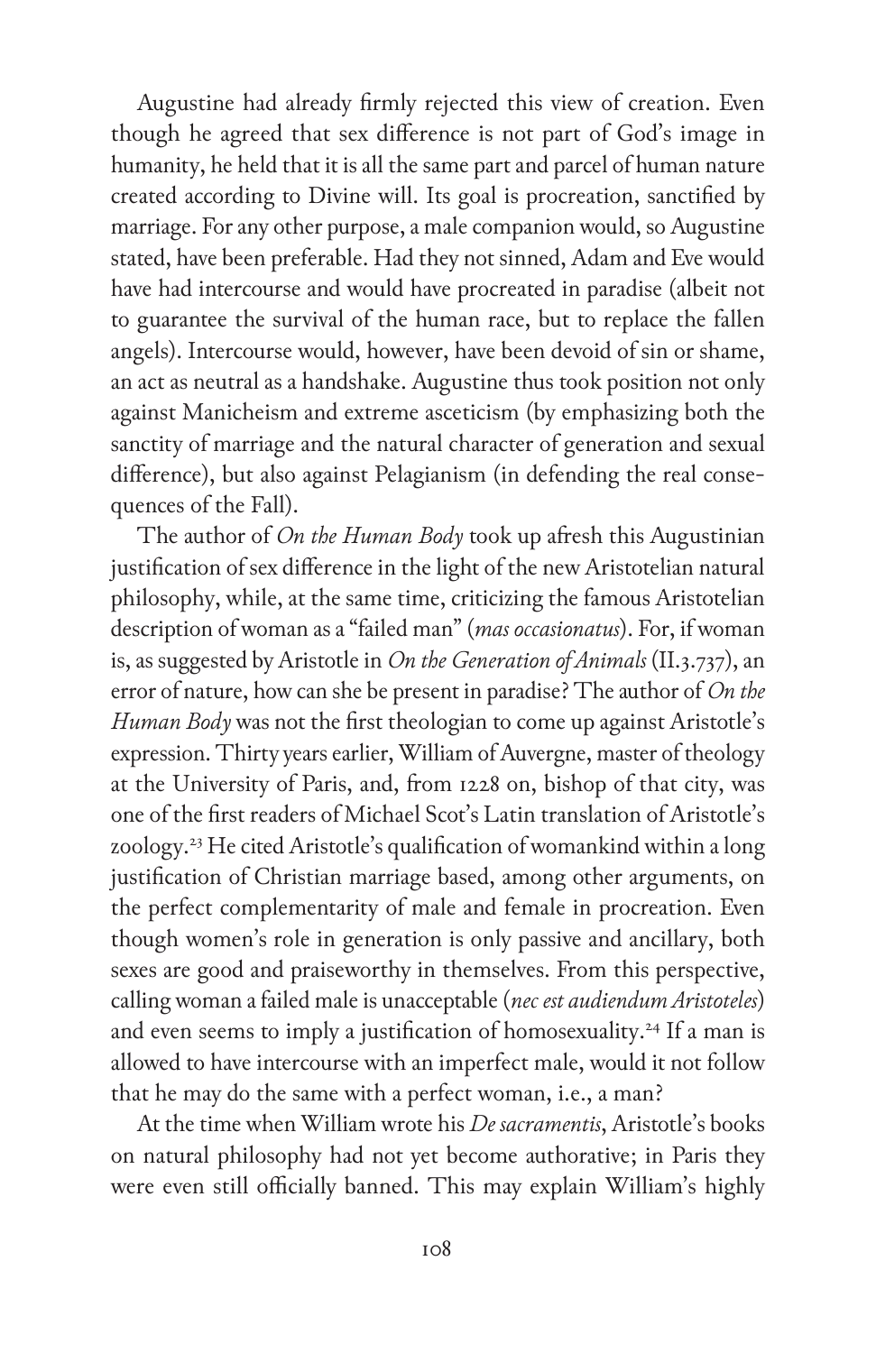Augustine had already firmly rejected this view of creation. Even though he agreed that sex difference is not part of God's image in humanity, he held that it is all the same part and parcel of human nature created according to Divine will. Its goal is procreation, sanctified by marriage. For any other purpose, a male companion would, so Augustine stated, have been preferable. Had they not sinned, Adam and Eve would have had intercourse and would have procreated in paradise (albeit not to guarantee the survival of the human race, but to replace the fallen angels). Intercourse would, however, have been devoid of sin or shame, an act as neutral as a handshake. Augustine thus took position not only against Manicheism and extreme asceticism (by emphasizing both the sanctity of marriage and the natural character of generation and sexual difference), but also against Pelagianism (in defending the real consequences of the Fall).

The author of *On the Human Body* took up afresh this Augustinian justification of sex difference in the light of the new Aristotelian natural philosophy, while, at the same time, criticizing the famous Aristotelian description of woman as a "failed man" (*mas occasionatus*). For, if woman is, as suggested by Aristotle in *On the Generation of Animals* (II.3.737), an error of nature, how can she be present in paradise? The author of *On the Human Body* was not the first theologian to come up against Aristotle's expression. Thirty years earlier, William of Auvergne, master of theology at the University of Paris, and, from 1228 on, bishop of that city, was one of the first readers of Michael Scot's Latin translation of Aristotle's zoology.[23] He cited Aristotle's qualification of womankind within a long justification of Christian marriage based, among other arguments, on the perfect complementarity of male and female in procreation. Even though women's role in generation is only passive and ancillary, both sexes are good and praiseworthy in themselves. From this perspective, calling woman a failed male is unacceptable (*nec est audiendum Aristoteles*) and even seems to imply a justification of homosexuality.[24] If a man is allowed to have intercourse with an imperfect male, would it not follow that he may do the same with a perfect woman, i.e., a man?

At the time when William wrote his *De sacramentis*, Aristotle's books on natural philosophy had not yet become authorative; in Paris they were even still officially banned. This may explain William's highly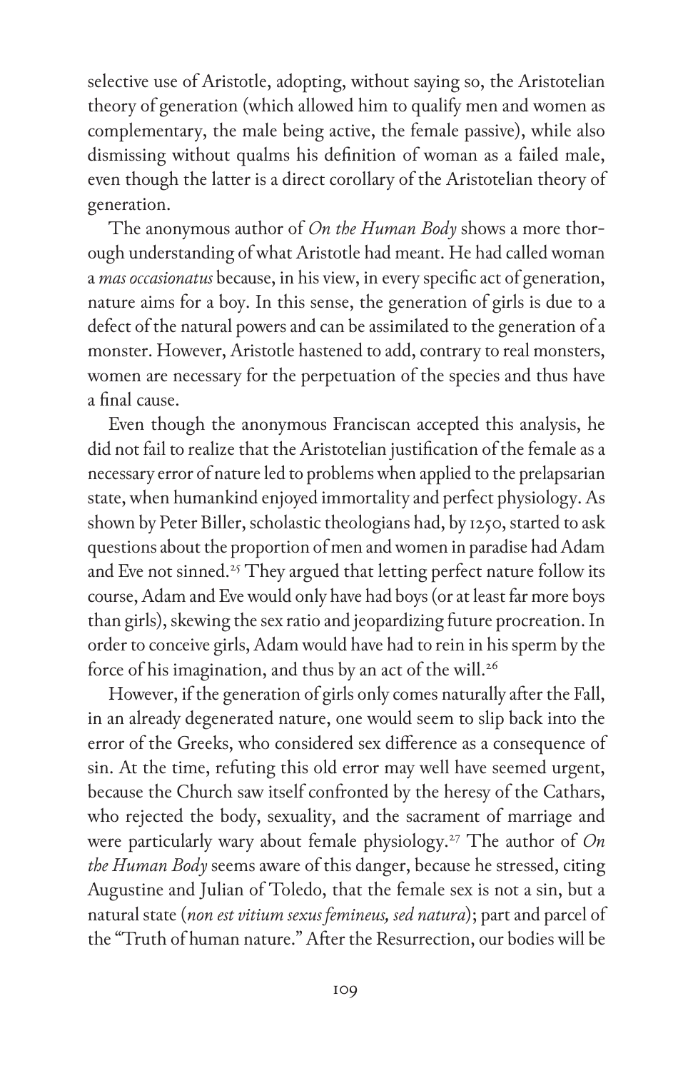selective use of Aristotle, adopting, without saying so, the Aristotelian theory of generation (which allowed him to qualify men and women as complementary, the male being active, the female passive), while also dismissing without qualms his definition of woman as a failed male, even though the latter is a direct corollary of the Aristotelian theory of generation.

The anonymous author of *On the Human Body* shows a more thorough understanding of what Aristotle had meant. He had called woman a *mas occasionatus* because, in his view, in every specific act of generation, nature aims for a boy. In this sense, the generation of girls is due to a defect of the natural powers and can be assimilated to the generation of a monster. However, Aristotle hastened to add, contrary to real monsters, women are necessary for the perpetuation of the species and thus have a final cause.

Even though the anonymous Franciscan accepted this analysis, he did not fail to realize that the Aristotelian justification of the female as a necessary error of nature led to problems when applied to the prelapsarian state, when humankind enjoyed immortality and perfect physiology. As shown by Peter Biller, scholastic theologians had, by 1250, started to ask questions about the proportion of men and women in paradise had Adam and Eve not sinned.[25] They argued that letting perfect nature follow its course, Adam and Eve would only have had boys (or at least far more boys than girls), skewing the sex ratio and jeopardizing future procreation. In order to conceive girls, Adam would have had to rein in his sperm by the force of his imagination, and thus by an act of the will.[26]

However, if the generation of girls only comes naturally after the Fall, in an already degenerated nature, one would seem to slip back into the error of the Greeks, who considered sex difference as a consequence of sin. At the time, refuting this old error may well have seemed urgent, because the Church saw itself confronted by the heresy of the Cathars, who rejected the body, sexuality, and the sacrament of marriage and were particularly wary about female physiology.[27] The author of *On the Human Body* seems aware of this danger, because he stressed, citing Augustine and Julian of Toledo, that the female sex is not a sin, but a natural state (*non est vitium sexus femineus, sed natura*); part and parcel of the "Truth of human nature." After the Resurrection, our bodies will be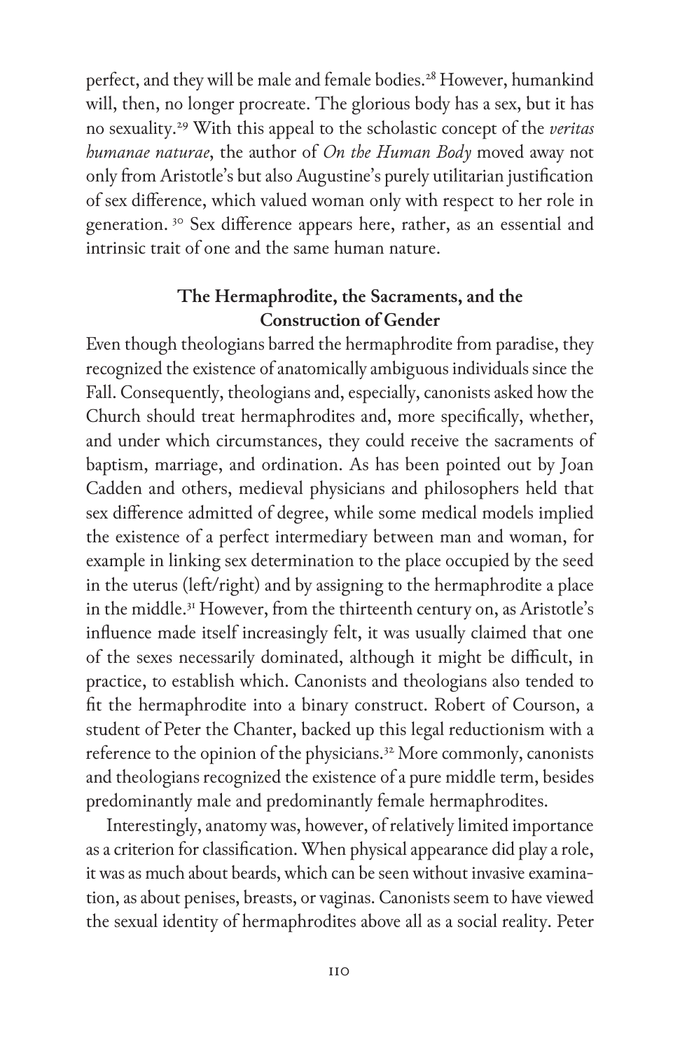perfect, and they will be male and female bodies.[28] However, humankind will, then, no longer procreate. The glorious body has a sex, but it has no sexuality.[29] With this appeal to the scholastic concept of the *veritas humanae naturae*, the author of *On the Human Body* moved away not only from Aristotle's but also Augustine's purely utilitarian justification of sex difference, which valued woman only with respect to her role in generation. [30] Sex difference appears here, rather, as an essential and intrinsic trait of one and the same human nature.

## The Hermaphrodite, the Sacraments, and the Construction of Gender

Even though theologians barred the hermaphrodite from paradise, they recognized the existence of anatomically ambiguous individuals since the Fall. Consequently, theologians and, especially, canonists asked how the Church should treat hermaphrodites and, more specifically, whether, and under which circumstances, they could receive the sacraments of baptism, marriage, and ordination. As has been pointed out by Joan Cadden and others, medieval physicians and philosophers held that sex difference admitted of degree, while some medical models implied the existence of a perfect intermediary between man and woman, for example in linking sex determination to the place occupied by the seed in the uterus (left/right) and by assigning to the hermaphrodite a place in the middle.[31] However, from the thirteenth century on, as Aristotle's influence made itself increasingly felt, it was usually claimed that one of the sexes necessarily dominated, although it might be difficult, in practice, to establish which. Canonists and theologians also tended to fit the hermaphrodite into a binary construct. Robert of Courson, a student of Peter the Chanter, backed up this legal reductionism with a reference to the opinion of the physicians.[32] More commonly, canonists and theologians recognized the existence of a pure middle term, besides predominantly male and predominantly female hermaphrodites.

Interestingly, anatomy was, however, of relatively limited importance as a criterion for classification. When physical appearance did play a role, it was as much about beards, which can be seen without invasive examination, as about penises, breasts, or vaginas. Canonists seem to have viewed the sexual identity of hermaphrodites above all as a social reality. Peter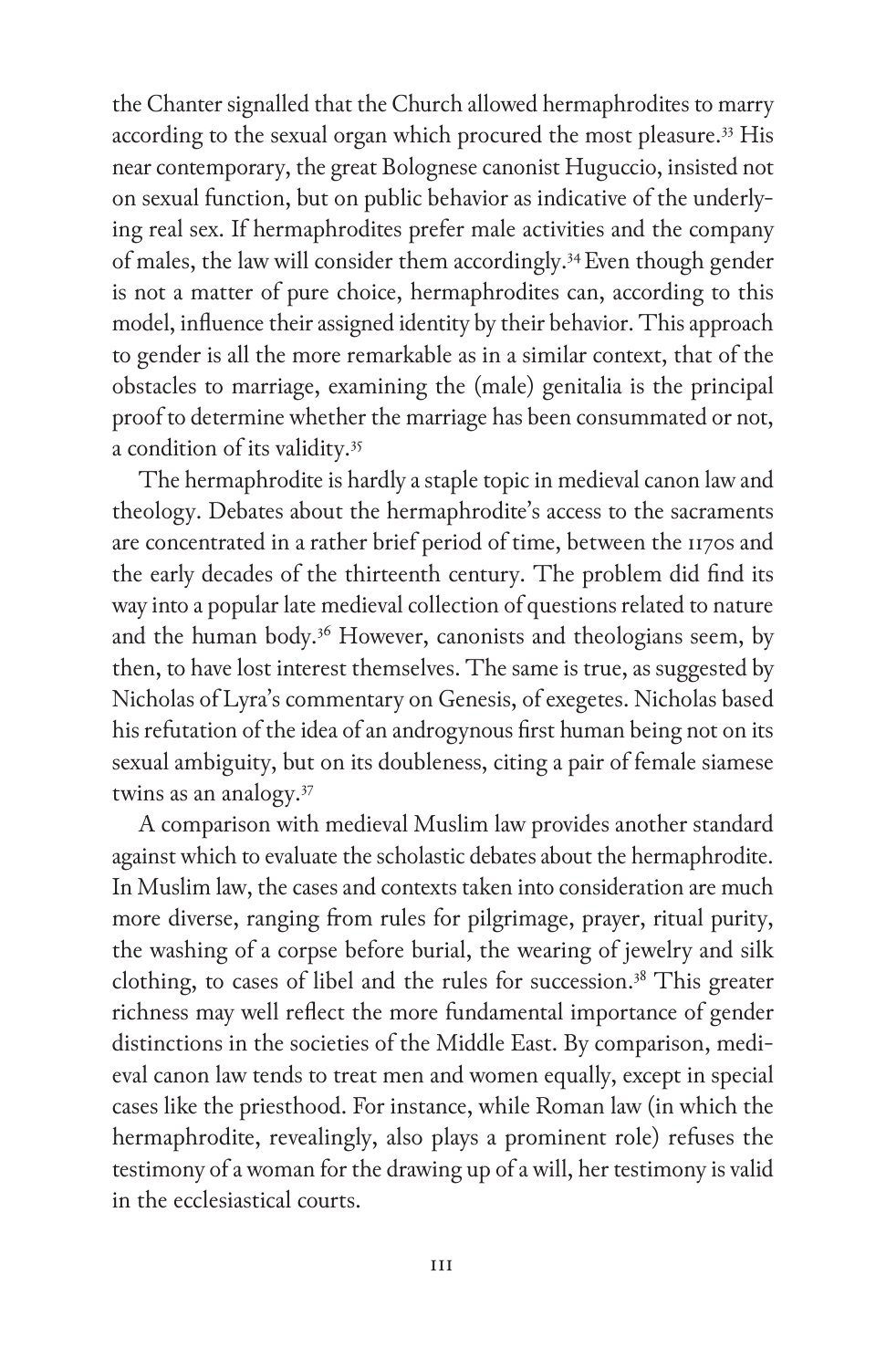the Chanter signalled that the Church allowed hermaphrodites to marry according to the sexual organ which procured the most pleasure.[33] His near contemporary, the great Bolognese canonist Huguccio, insisted not on sexual function, but on public behavior as indicative of the underlying real sex. If hermaphrodites prefer male activities and the company of males, the law will consider them accordingly.[34] Even though gender is not a matter of pure choice, hermaphrodites can, according to this model, influence their assigned identity by their behavior. This approach to gender is all the more remarkable as in a similar context, that of the obstacles to marriage, examining the (male) genitalia is the principal proof to determine whether the marriage has been consummated or not, a condition of its validity.[35]

The hermaphrodite is hardly a staple topic in medieval canon law and theology. Debates about the hermaphrodite's access to the sacraments are concentrated in a rather brief period of time, between the 1170s and the early decades of the thirteenth century. The problem did find its way into a popular late medieval collection of questions related to nature and the human body.[36] However, canonists and theologians seem, by then, to have lost interest themselves. The same is true, as suggested by Nicholas of Lyra's commentary on Genesis, of exegetes. Nicholas based his refutation of the idea of an androgynous first human being not on its sexual ambiguity, but on its doubleness, citing a pair of female siamese twins as an analogy.[37]

A comparison with medieval Muslim law provides another standard against which to evaluate the scholastic debates about the hermaphrodite. In Muslim law, the cases and contexts taken into consideration are much more diverse, ranging from rules for pilgrimage, prayer, ritual purity, the washing of a corpse before burial, the wearing of jewelry and silk clothing, to cases of libel and the rules for succession.[38] This greater richness may well reflect the more fundamental importance of gender distinctions in the societies of the Middle East. By comparison, medieval canon law tends to treat men and women equally, except in special cases like the priesthood. For instance, while Roman law (in which the hermaphrodite, revealingly, also plays a prominent role) refuses the testimony of a woman for the drawing up of a will, her testimony is valid in the ecclesiastical courts.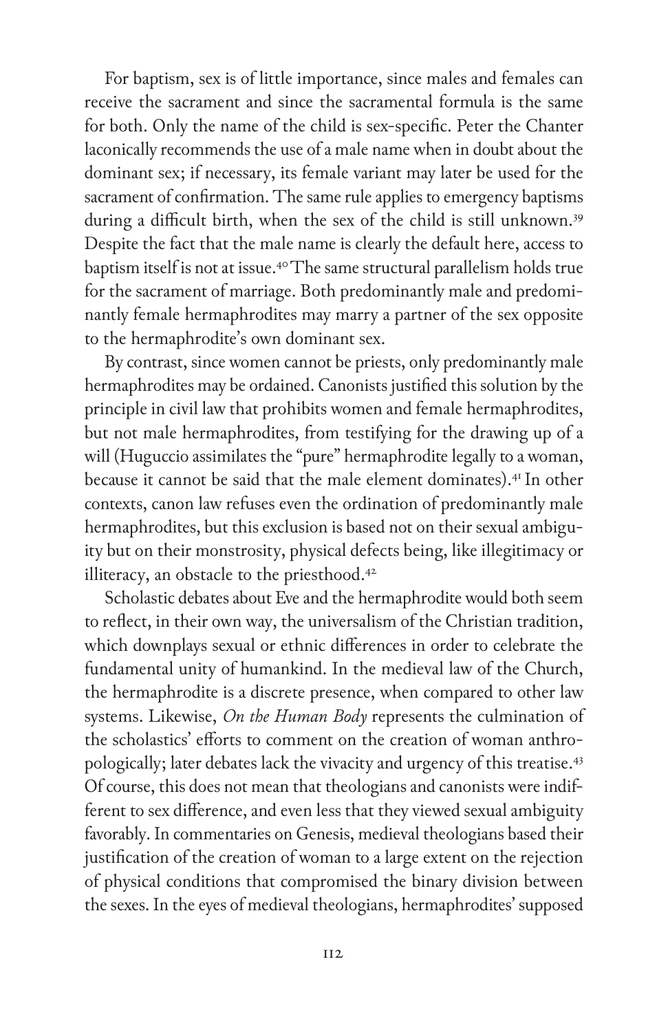For baptism, sex is of little importance, since males and females can receive the sacrament and since the sacramental formula is the same for both. Only the name of the child is sex-specific. Peter the Chanter laconically recommends the use of a male name when in doubt about the dominant sex; if necessary, its female variant may later be used for the sacrament of confirmation. The same rule applies to emergency baptisms during a difficult birth, when the sex of the child is still unknown.[39] Despite the fact that the male name is clearly the default here, access to baptism itself is not at issue.[40] The same structural parallelism holds true for the sacrament of marriage. Both predominantly male and predominantly female hermaphrodites may marry a partner of the sex opposite to the hermaphrodite's own dominant sex.

By contrast, since women cannot be priests, only predominantly male hermaphrodites may be ordained. Canonists justified this solution by the principle in civil law that prohibits women and female hermaphrodites, but not male hermaphrodites, from testifying for the drawing up of a will (Huguccio assimilates the "pure" hermaphrodite legally to a woman, because it cannot be said that the male element dominates).[41] In other contexts, canon law refuses even the ordination of predominantly male hermaphrodites, but this exclusion is based not on their sexual ambiguity but on their monstrosity, physical defects being, like illegitimacy or illiteracy, an obstacle to the priesthood.[42]

Scholastic debates about Eve and the hermaphrodite would both seem to reflect, in their own way, the universalism of the Christian tradition, which downplays sexual or ethnic differences in order to celebrate the fundamental unity of humankind. In the medieval law of the Church, the hermaphrodite is a discrete presence, when compared to other law systems. Likewise, *On the Human Body* represents the culmination of the scholastics' efforts to comment on the creation of woman anthropologically; later debates lack the vivacity and urgency of this treatise.[43] Of course, this does not mean that theologians and canonists were indifferent to sex difference, and even less that they viewed sexual ambiguity favorably. In commentaries on Genesis, medieval theologians based their justification of the creation of woman to a large extent on the rejection of physical conditions that compromised the binary division between the sexes. In the eyes of medieval theologians, hermaphrodites' supposed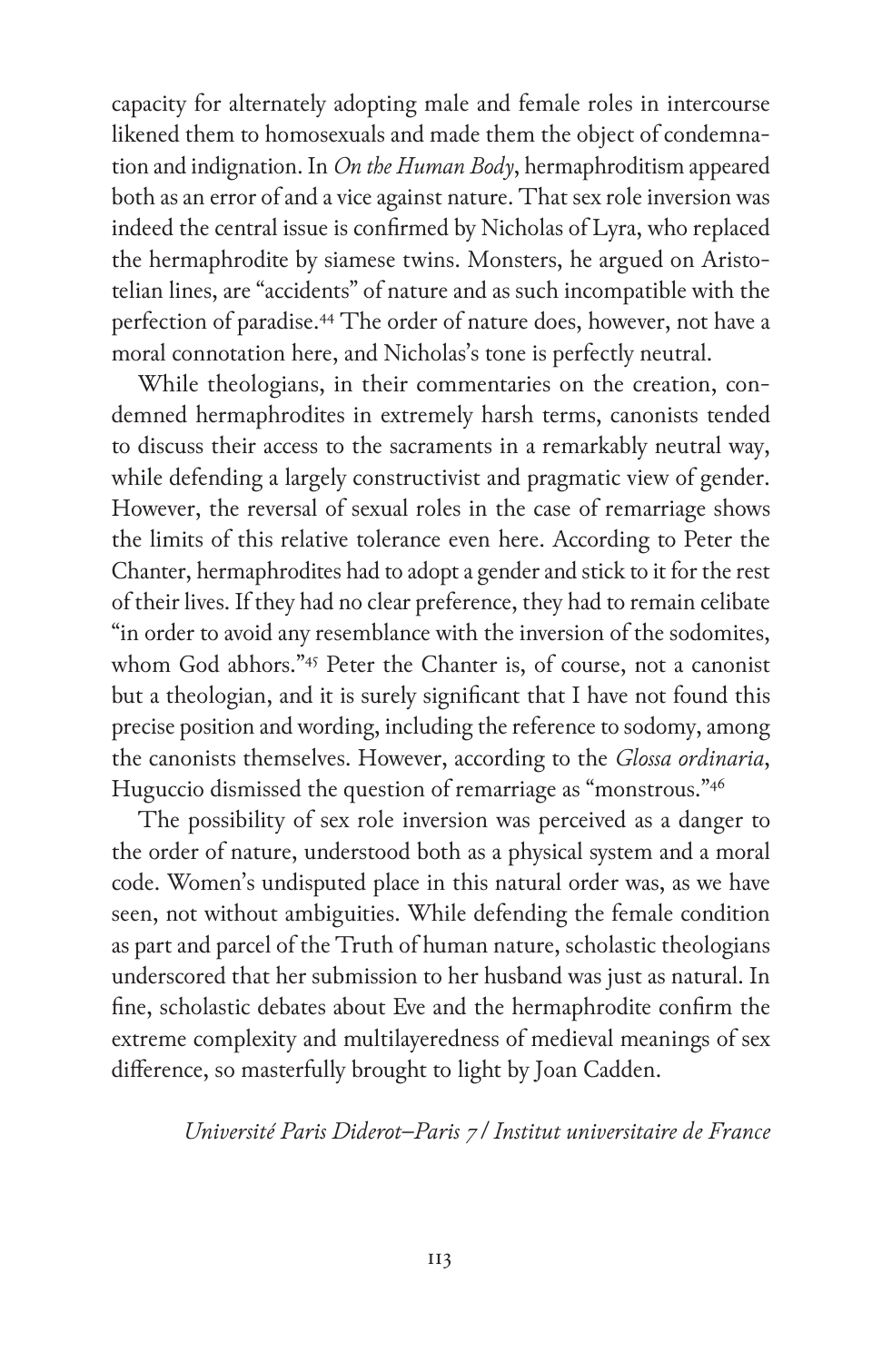capacity for alternately adopting male and female roles in intercourse likened them to homosexuals and made them the object of condemnation and indignation. In *On the Human Body*, hermaphroditism appeared both as an error of and a vice against nature. That sex role inversion was indeed the central issue is confirmed by Nicholas of Lyra, who replaced the hermaphrodite by siamese twins. Monsters, he argued on Aristotelian lines, are "accidents" of nature and as such incompatible with the perfection of paradise.[44] The order of nature does, however, not have a moral connotation here, and Nicholas's tone is perfectly neutral.

While theologians, in their commentaries on the creation, condemned hermaphrodites in extremely harsh terms, canonists tended to discuss their access to the sacraments in a remarkably neutral way, while defending a largely constructivist and pragmatic view of gender. However, the reversal of sexual roles in the case of remarriage shows the limits of this relative tolerance even here. According to Peter the Chanter, hermaphrodites had to adopt a gender and stick to it for the rest of their lives. If they had no clear preference, they had to remain celibate "in order to avoid any resemblance with the inversion of the sodomites, whom God abhors."[45] Peter the Chanter is, of course, not a canonist but a theologian, and it is surely significant that I have not found this precise position and wording, including the reference to sodomy, among the canonists themselves. However, according to the *Glossa ordinaria*, Huguccio dismissed the question of remarriage as "monstrous."[46]

The possibility of sex role inversion was perceived as a danger to the order of nature, understood both as a physical system and a moral code. Women's undisputed place in this natural order was, as we have seen, not without ambiguities. While defending the female condition as part and parcel of the Truth of human nature, scholastic theologians underscored that her submission to her husband was just as natural. In fine, scholastic debates about Eve and the hermaphrodite confirm the extreme complexity and multilayeredness of medieval meanings of sex difference, so masterfully brought to light by Joan Cadden.

*Université Paris Diderot–Paris 7 / Institut universitaire de France*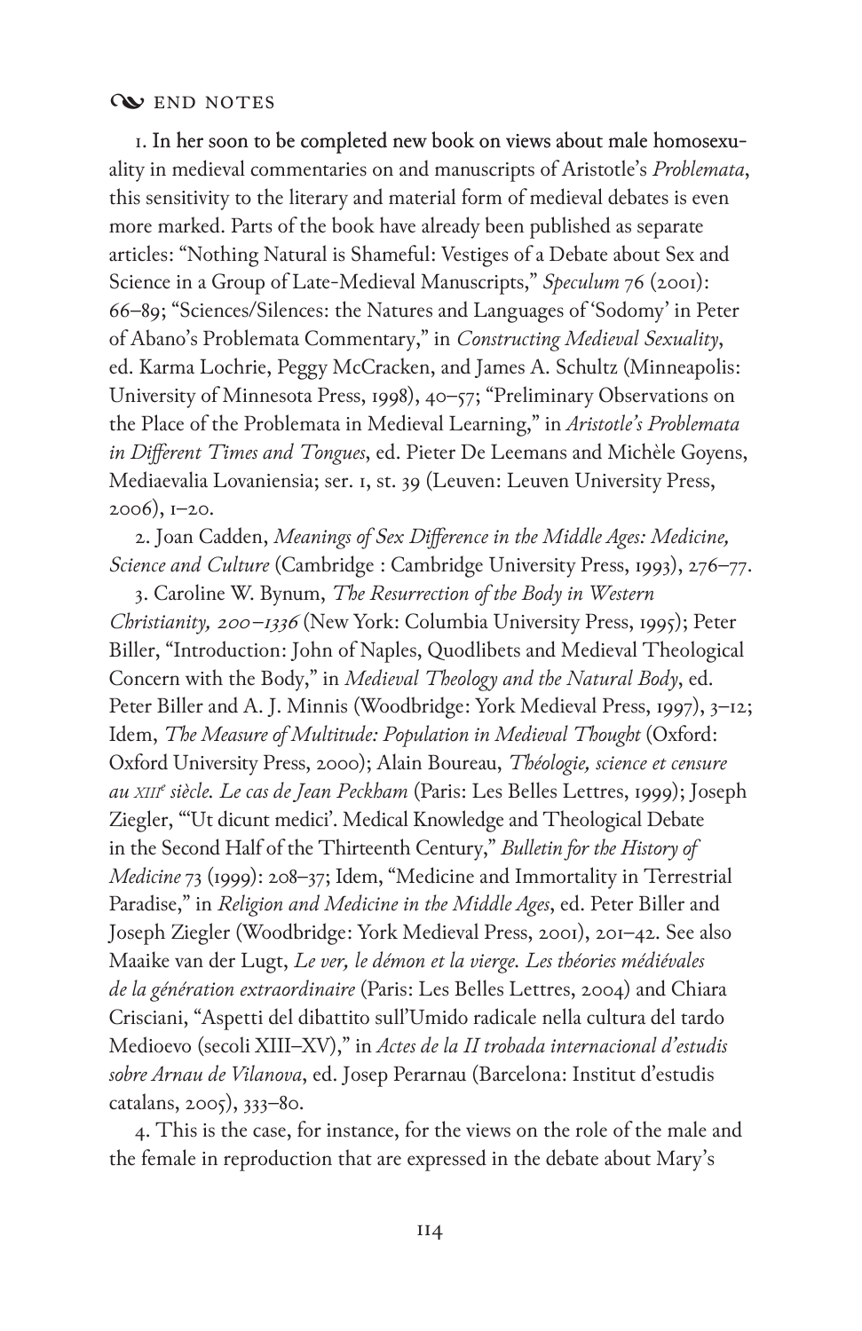## END NOTES

1. In her soon to be completed new book on views about male homosexuality in medieval commentaries on and manuscripts of Aristotle's *Problemata*, this sensitivity to the literary and material form of medieval debates is even more marked. Parts of the book have already been published as separate articles: "Nothing Natural is Shameful: Vestiges of a Debate about Sex and Science in a Group of Late-Medieval Manuscripts," *Speculum* 76 (2001): 66–89; "Sciences/Silences: the Natures and Languages of 'Sodomy' in Peter of Abano's Problemata Commentary," in *Constructing Medieval Sexuality*, ed. Karma Lochrie, Peggy McCracken, and James A. Schultz (Minneapolis: University of Minnesota Press, 1998), 40–57; "Preliminary Observations on the Place of the Problemata in Medieval Learning," in *Aristotle's Problemata in Different Times and Tongues*, ed. Pieter De Leemans and Michèle Goyens, Mediaevalia Lovaniensia; ser. 1, st. 39 (Leuven: Leuven University Press, 2006), 1–20.

2. Joan Cadden, *Meanings of Sex Difference in the Middle Ages: Medicine, Science and Culture* (Cambridge : Cambridge University Press, 1993), 276–77.

3. Caroline W. Bynum, *The Resurrection of the Body in Western Christianity, 200–1336* (New York: Columbia University Press, 1995); Peter Biller, "Introduction: John of Naples, Quodlibets and Medieval Theological Concern with the Body," in *Medieval Theology and the Natural Body*, ed. Peter Biller and A. J. Minnis (Woodbridge: York Medieval Press, 1997), 3–12; Idem, *The Measure of Multitude: Population in Medieval Thought* (Oxford: Oxford University Press, 2000); Alain Boureau, *Théologie, science et censure au XIII$^{e}$ siècle. Le cas de Jean Peckham* (Paris: Les Belles Lettres, 1999); Joseph Ziegler, "'Ut dicunt medici'. Medical Knowledge and Theological Debate in the Second Half of the Thirteenth Century," *Bulletin for the History of Medicine* 73 (1999): 208–37; Idem, "Medicine and Immortality in Terrestrial Paradise," in *Religion and Medicine in the Middle Ages*, ed. Peter Biller and Joseph Ziegler (Woodbridge: York Medieval Press, 2001), 201–42. See also Maaike van der Lugt, *Le ver, le démon et la vierge. Les théories médiévales de la génération extraordinaire* (Paris: Les Belles Lettres, 2004) and Chiara Crisciani, "Aspetti del dibattito sull'Umido radicale nella cultura del tardo Medioevo (secoli XIII–XV)," in *Actes de la II trobada internacional d'estudis sobre Arnau de Vilanova*, ed. Josep Perarnau (Barcelona: Institut d'estudis catalans, 2005), 333–80.

4. This is the case, for instance, for the views on the role of the male and the female in reproduction that are expressed in the debate about Mary's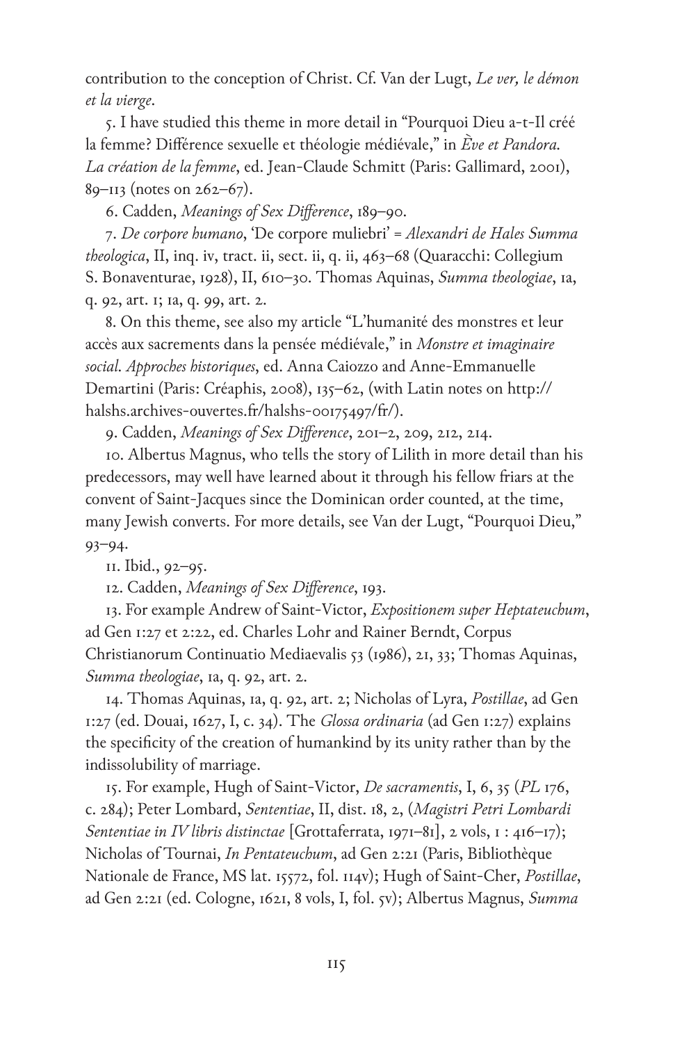contribution to the conception of Christ. Cf. Van der Lugt, *Le ver, le démon et la vierge*.

5. I have studied this theme in more detail in "Pourquoi Dieu a-t-Il créé la femme? Différence sexuelle et théologie médiévale," in *Ève et Pandora. La création de la femme*, ed. Jean-Claude Schmitt (Paris: Gallimard, 2001), 89–113 (notes on 262–67).

6. Cadden, *Meanings of Sex Difference*, 189–90.

7. *De corpore humano*, 'De corpore muliebri' = *Alexandri de Hales Summa theologica*, II, inq. iv, tract. ii, sect. ii, q. ii, 463–68 (Quaracchi: Collegium S. Bonaventurae, 1928), II, 610–30. Thomas Aquinas, *Summa theologiae*, 1a, q. 92, art. 1; 1a, q. 99, art. 2.

8. On this theme, see also my article "L'humanité des monstres et leur accès aux sacrements dans la pensée médiévale," in *Monstre et imaginaire social. Approches historiques*, ed. Anna Caiozzo and Anne-Emmanuelle Demartini (Paris: Créaphis, 2008), 135–62, (with Latin notes on http://halshs.archives-ouvertes.fr/halshs-00175497/fr/).

9. Cadden, *Meanings of Sex Difference*, 201–2, 209, 212, 214.

10. Albertus Magnus, who tells the story of Lilith in more detail than his predecessors, may well have learned about it through his fellow friars at the convent of Saint-Jacques since the Dominican order counted, at the time, many Jewish converts. For more details, see Van der Lugt, "Pourquoi Dieu," 93–94.

11. Ibid., 92–95.

12. Cadden, *Meanings of Sex Difference*, 193.

13. For example Andrew of Saint-Victor, *Expositionem super Heptateuchum*, ad Gen 1:27 et 2:22, ed. Charles Lohr and Rainer Berndt, Corpus Christianorum Continuatio Mediaevalis 53 (1986), 21, 33; Thomas Aquinas, *Summa theologiae*, 1a, q. 92, art. 2.

14. Thomas Aquinas, 1a, q. 92, art. 2; Nicholas of Lyra, *Postillae*, ad Gen 1:27 (ed. Douai, 1627, I, c. 34). The *Glossa ordinaria* (ad Gen 1:27) explains the specificity of the creation of humankind by its unity rather than by the indissolubility of marriage.

15. For example, Hugh of Saint-Victor, *De sacramentis*, I, 6, 35 (*PL* 176, c. 284); Peter Lombard, *Sententiae*, II, dist. 18, 2, (*Magistri Petri Lombardi Sententiae in IV libris distinctae* [Grottaferrata, 1971–81], 2 vols, 1 : 416–17); Nicholas of Tournai, *In Pentateuchum*, ad Gen 2:21 (Paris, Bibliothèque Nationale de France, MS lat. 15572, fol. 114v); Hugh of Saint-Cher, *Postillae*, ad Gen 2:21 (ed. Cologne, 1621, 8 vols, I, fol. 5v); Albertus Magnus, *Summa*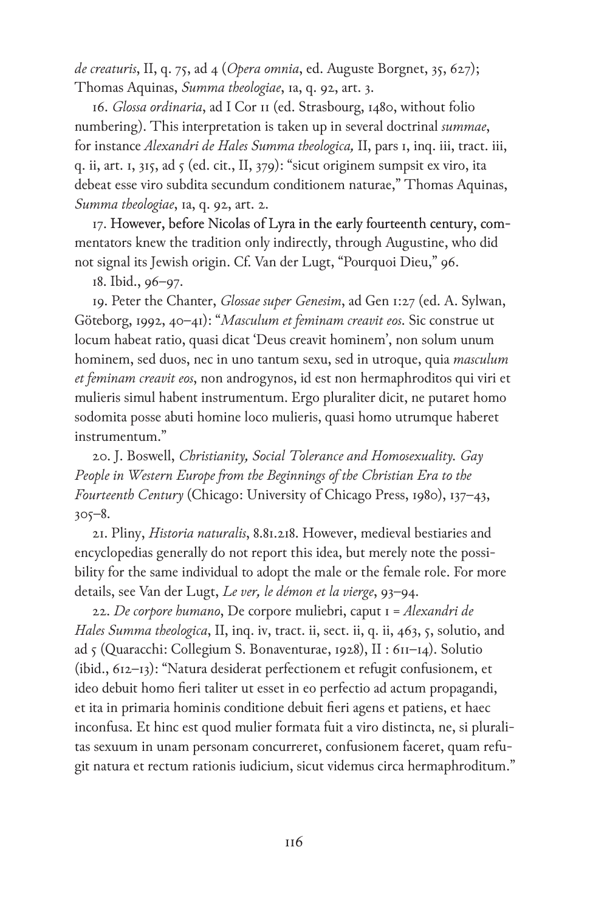*de creaturis*, II, q. 75, ad 4 (*Opera omnia*, ed. Auguste Borgnet, 35, 627); Thomas Aquinas, *Summa theologiae*, 1a, q. 92, art. 3.

16. *Glossa ordinaria*, ad I Cor 11 (ed. Strasbourg, 1480, without folio numbering). This interpretation is taken up in several doctrinal *summae*, for instance *Alexandri de Hales Summa theologica,* II, pars 1, inq. iii, tract. iii, q. ii, art. 1, 315, ad 5 (ed. cit., II, 379): "sicut originem sumpsit ex viro, ita debeat esse viro subdita secundum conditionem naturae," Thomas Aquinas, *Summa theologiae*, 1a, q. 92, art. 2.

17. However, before Nicolas of Lyra in the early fourteenth century, commentators knew the tradition only indirectly, through Augustine, who did not signal its Jewish origin. Cf. Van der Lugt, "Pourquoi Dieu," 96.

18. Ibid., 96–97.

19. Peter the Chanter, *Glossae super Genesim*, ad Gen 1:27 (ed. A. Sylwan, Göteborg, 1992, 40–41): "*Masculum et feminam creavit eos*. Sic construe ut locum habeat ratio, quasi dicat 'Deus creavit hominem', non solum unum hominem, sed duos, nec in uno tantum sexu, sed in utroque, quia *masculum et feminam creavit eos*, non androgynos, id est non hermaphroditos qui viri et mulieris simul habent instrumentum. Ergo pluraliter dicit, ne putaret homo sodomita posse abuti homine loco mulieris, quasi homo utrumque haberet instrumentum."

20. J. Boswell, *Christianity, Social Tolerance and Homosexuality. Gay People in Western Europe from the Beginnings of the Christian Era to the Fourteenth Century* (Chicago: University of Chicago Press, 1980), 137–43, 305–8.

21. Pliny, *Historia naturalis*, 8.81.218. However, medieval bestiaries and encyclopedias generally do not report this idea, but merely note the possibility for the same individual to adopt the male or the female role. For more details, see Van der Lugt, *Le ver, le démon et la vierge*, 93–94.

22. *De corpore humano*, De corpore muliebri, caput 1 = *Alexandri de Hales Summa theologica*, II, inq. iv, tract. ii, sect. ii, q. ii, 463, 5, solutio, and ad 5 (Quaracchi: Collegium S. Bonaventurae, 1928), II : 611–14). Solutio (ibid., 612–13): "Natura desiderat perfectionem et refugit confusionem, et ideo debuit homo fieri taliter ut esset in eo perfectio ad actum propagandi, et ita in primaria hominis conditione debuit fieri agens et patiens, et haec inconfusa. Et hinc est quod mulier formata fuit a viro distincta, ne, si pluralitas sexuum in unam personam concurreret, confusionem faceret, quam refugit natura et rectum rationis iudicium, sicut videmus circa hermaphroditum."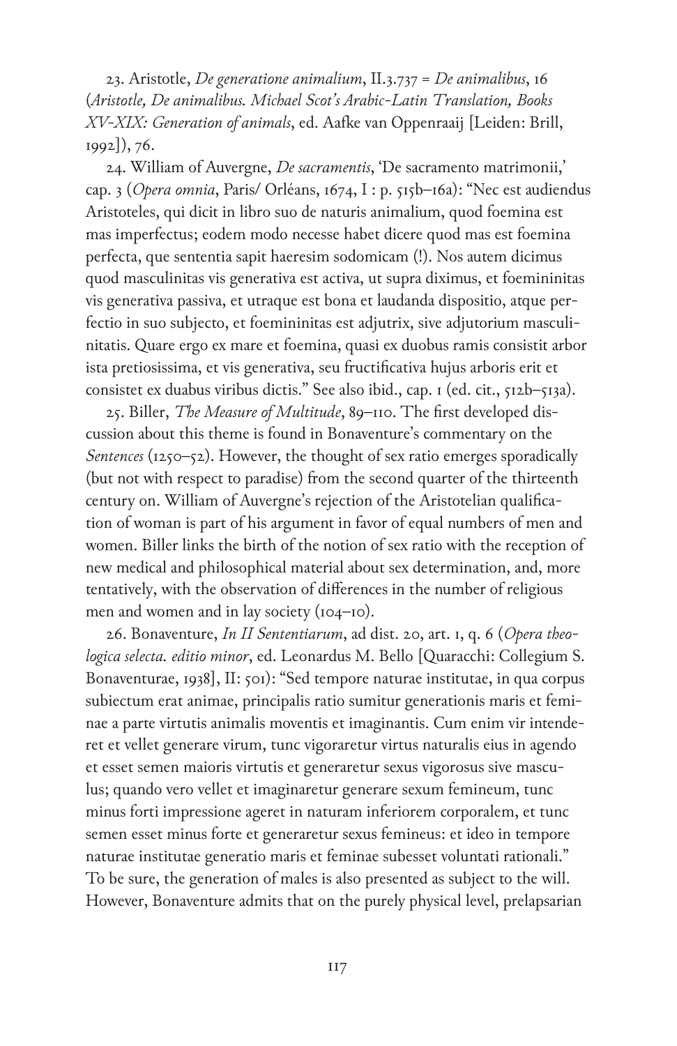23. Aristotle, *De generatione animalium*, II.3.737 = *De animalibus*, 16 (*Aristotle, De animalibus. Michael Scot's Arabic-Latin Translation, Books XV-XIX: Generation of animals*, ed. Aafke van Oppenraaij [Leiden: Brill, 1992]), 76.

24. William of Auvergne, *De sacramentis*, 'De sacramento matrimonii,' cap. 3 (*Opera omnia*, Paris/ Orléans, 1674, I : p. 515b–16a): "Nec est audiendus Aristoteles, qui dicit in libro suo de naturis animalium, quod foemina est mas imperfectus; eodem modo necesse habet dicere quod mas est foemina perfecta, que sententia sapit haeresim sodomicam (!). Nos autem dicimus quod masculinitas vis generativa est activa, ut supra diximus, et foemininitas vis generativa passiva, et utraque est bona et laudanda dispositio, atque perfectio in suo subjecto, et foemininitas est adjutrix, sive adjutorium masculinitatis. Quare ergo ex mare et foemina, quasi ex duobus ramis consistit arbor ista pretiosissima, et vis generativa, seu fructificativa hujus arboris erit et consistet ex duabus viribus dictis." See also ibid., cap. 1 (ed. cit., 512b–513a).

25. Biller, *The Measure of Multitude*, 89–110. The first developed discussion about this theme is found in Bonaventure's commentary on the *Sentences* (1250–52). However, the thought of sex ratio emerges sporadically (but not with respect to paradise) from the second quarter of the thirteenth century on. William of Auvergne's rejection of the Aristotelian qualification of woman is part of his argument in favor of equal numbers of men and women. Biller links the birth of the notion of sex ratio with the reception of new medical and philosophical material about sex determination, and, more tentatively, with the observation of differences in the number of religious men and women and in lay society (104–10).

26. Bonaventure, *In II Sententiarum*, ad dist. 20, art. 1, q. 6 (*Opera theologica selecta. editio minor*, ed. Leonardus M. Bello [Quaracchi: Collegium S. Bonaventurae, 1938], II: 501): "Sed tempore naturae institutae, in qua corpus subiectum erat animae, principalis ratio sumitur generationis maris et feminae a parte virtutis animalis moventis et imaginantis. Cum enim vir intenderet et vellet generare virum, tunc vigoraretur virtus naturalis eius in agendo et esset semen maioris virtutis et generaretur sexus vigorosus sive masculus; quando vero vellet et imaginaretur generare sexum femineum, tunc minus forti impressione ageret in naturam inferiorem corporalem, et tunc semen esset minus forte et generaretur sexus femineus: et ideo in tempore naturae institutae generatio maris et feminae subesset voluntati rationali." To be sure, the generation of males is also presented as subject to the will. However, Bonaventure admits that on the purely physical level, prelapsarian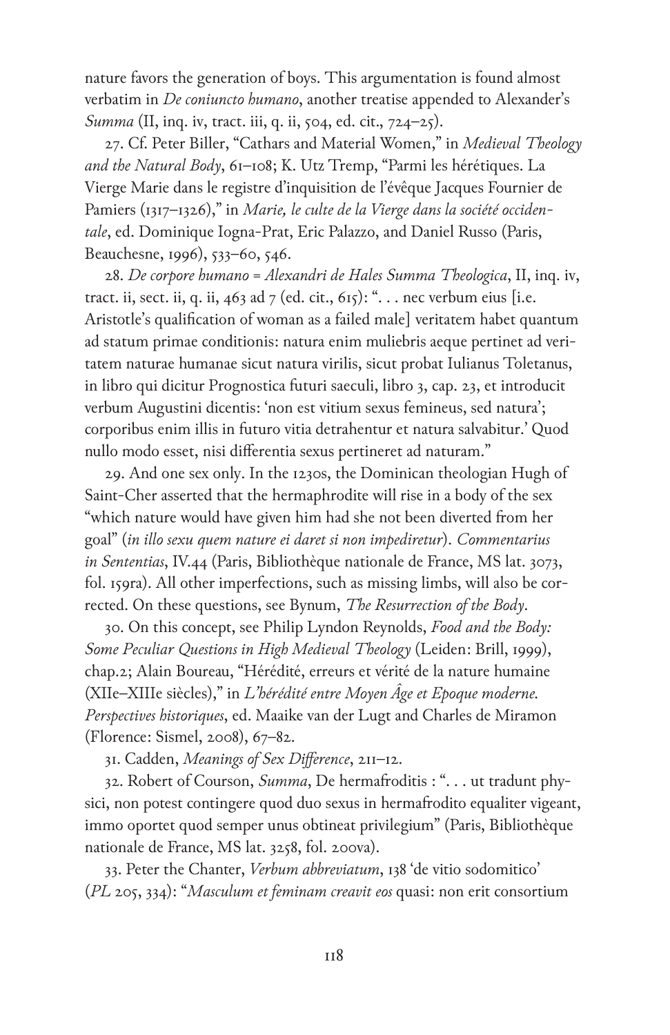nature favors the generation of boys. This argumentation is found almost verbatim in *De coniuncto humano*, another treatise appended to Alexander's *Summa* (II, inq. iv, tract. iii, q. ii, 504, ed. cit., 724–25).

27. Cf. Peter Biller, "Cathars and Material Women," in *Medieval Theology and the Natural Body*, 61–108; K. Utz Tremp, "Parmi les hérétiques. La Vierge Marie dans le registre d'inquisition de l'évêque Jacques Fournier de Pamiers (1317–1326)," in *Marie, le culte de la Vierge dans la société occidentale*, ed. Dominique Iogna-Prat, Eric Palazzo, and Daniel Russo (Paris, Beauchesne, 1996), 533–60, 546.

28. *De corpore humano = Alexandri de Hales Summa Theologica*, II, inq. iv, tract. ii, sect. ii, q. ii, 463 ad 7 (ed. cit., 615): ". . . nec verbum eius [i.e. Aristotle's qualification of woman as a failed male] veritatem habet quantum ad statum primae conditionis: natura enim muliebris aeque pertinet ad veritatem naturae humanae sicut natura virilis, sicut probat Iulianus Toletanus, in libro qui dicitur Prognostica futuri saeculi, libro 3, cap. 23, et introducit verbum Augustini dicentis: 'non est vitium sexus femineus, sed natura'; corporibus enim illis in futuro vitia detrahentur et natura salvabitur.' Quod nullo modo esset, nisi differentia sexus pertineret ad naturam."

29. And one sex only. In the 1230s, the Dominican theologian Hugh of Saint-Cher asserted that the hermaphrodite will rise in a body of the sex "which nature would have given him had she not been diverted from her goal" (*in illo sexu quem nature ei daret si non impediretur*). *Commentarius in Sententias*, IV.44 (Paris, Bibliothèque nationale de France, MS lat. 3073, fol. 159ra). All other imperfections, such as missing limbs, will also be corrected. On these questions, see Bynum, *The Resurrection of the Body*.

30. On this concept, see Philip Lyndon Reynolds, *Food and the Body: Some Peculiar Questions in High Medieval Theology* (Leiden: Brill, 1999), chap.2; Alain Boureau, "Hérédité, erreurs et vérité de la nature humaine (XIIe–XIIIe siècles)," in *L'hérédité entre Moyen Âge et Epoque moderne. Perspectives historiques*, ed. Maaike van der Lugt and Charles de Miramon (Florence: Sismel, 2008), 67–82.

31. Cadden, *Meanings of Sex Difference*, 211–12.

32. Robert of Courson, *Summa*, De hermafroditis : ". . . ut tradunt physici, non potest contingere quod duo sexus in hermafrodito equaliter vigeant, immo oportet quod semper unus obtineat privilegium" (Paris, Bibliothèque nationale de France, MS lat. 3258, fol. 200va).

33. Peter the Chanter, *Verbum abbreviatum*, 138 'de vitio sodomitico' (*PL* 205, 334): "*Masculum et feminam creavit eos* quasi: non erit consortium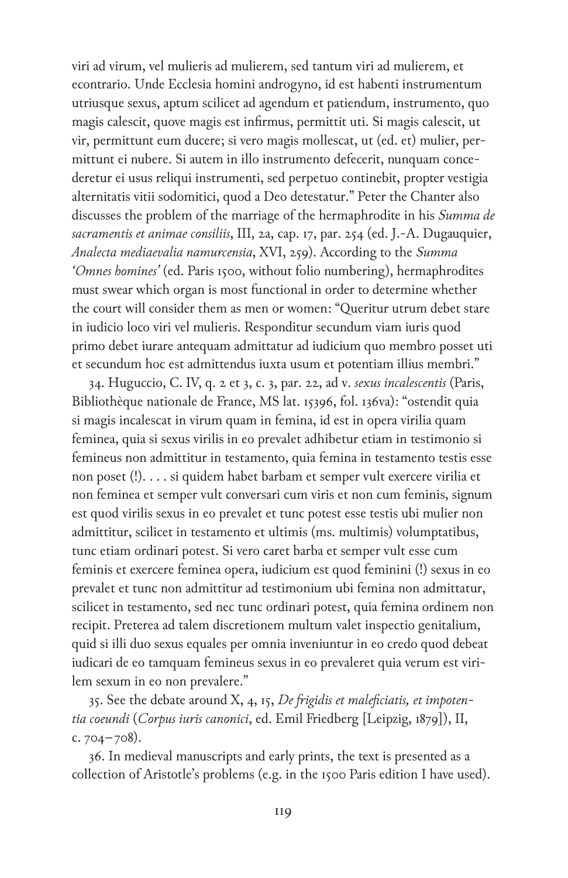viri ad virum, vel mulieris ad mulierem, sed tantum viri ad mulierem, et econtrario. Unde Ecclesia homini androgyno, id est habenti instrumentum utriusque sexus, aptum scilicet ad agendum et patiendum, instrumento, quo magis calescit, quove magis est infirmus, permittit uti. Si magis calescit, ut vir, permittunt eum ducere; si vero magis mollescat, ut (ed. et) mulier, permittunt ei nubere. Si autem in illo instrumento defecerit, nunquam concederetur ei usus reliqui instrumenti, sed perpetuo continebit, propter vestigia alternitatis vitii sodomitici, quod a Deo detestatur." Peter the Chanter also discusses the problem of the marriage of the hermaphrodite in his *Summa de sacramentis et animae consiliis*, III, 2a, cap. 17, par. 254 (ed. J.-A. Dugauquier, *Analecta mediaevalia namurcensia*, XVI, 259). According to the *Summa 'Omnes homines'* (ed. Paris 1500, without folio numbering), hermaphrodites must swear which organ is most functional in order to determine whether the court will consider them as men or women: "Queritur utrum debet stare in iudicio loco viri vel mulieris. Responditur secundum viam iuris quod primo debet iurare antequam admittatur ad iudicium quo membro posset uti et secundum hoc est admittendus iuxta usum et potentiam illius membri."

34. Huguccio, C. IV, q. 2 et 3, c. 3, par. 22, ad v. *sexus incalescentis* (Paris, Bibliothèque nationale de France, MS lat. 15396, fol. 136va): "ostendit quia si magis incalescat in virum quam in femina, id est in opera virilia quam feminea, quia si sexus virilis in eo prevalet adhibetur etiam in testimonio si femineus non admittitur in testamento, quia femina in testamento testis esse non poset (!). . . . si quidem habet barbam et semper vult exercere virilia et non feminea et semper vult conversari cum viris et non cum feminis, signum est quod virilis sexus in eo prevalet et tunc potest esse testis ubi mulier non admittitur, scilicet in testamento et ultimis (ms. multimis) volumptatibus, tunc etiam ordinari potest. Si vero caret barba et semper vult esse cum feminis et exercere feminea opera, iudicium est quod feminini (!) sexus in eo prevalet et tunc non admittitur ad testimonium ubi femina non admittatur, scilicet in testamento, sed nec tunc ordinari potest, quia femina ordinem non recipit. Preterea ad talem discretionem multum valet inspectio genitalium, quid si illi duo sexus equales per omnia inveniuntur in eo credo quod debeat iudicari de eo tamquam femineus sexus in eo prevaleret quia verum est virilem sexum in eo non prevalere."

35. See the debate around X, 4, 15, *De frigidis et maleficiatis, et impotentia coeundi* (*Corpus iuris canonici*, ed. Emil Friedberg [Leipzig, 1879]), II, c. 704–708).

36. In medieval manuscripts and early prints, the text is presented as a collection of Aristotle's problems (e.g. in the 1500 Paris edition I have used).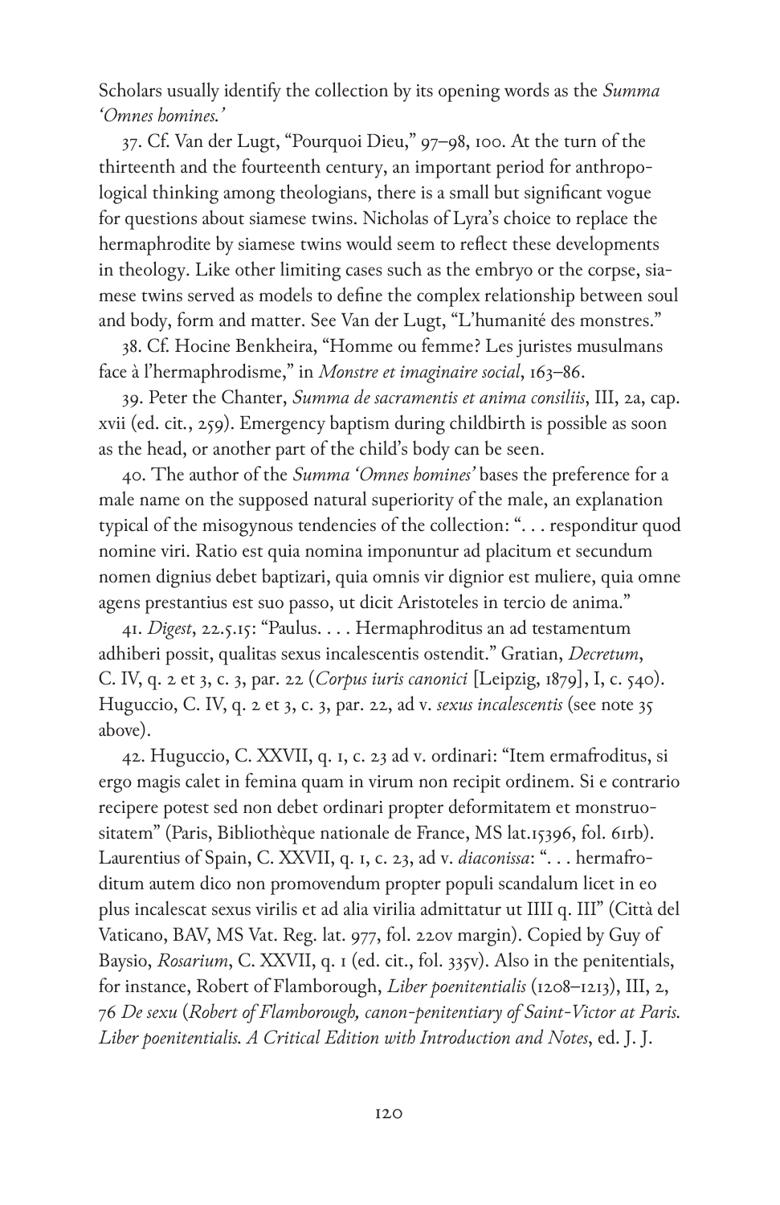Scholars usually identify the collection by its opening words as the *Summa 'Omnes homines.'*

37. Cf. Van der Lugt, "Pourquoi Dieu," 97–98, 100. At the turn of the thirteenth and the fourteenth century, an important period for anthropological thinking among theologians, there is a small but significant vogue for questions about siamese twins. Nicholas of Lyra's choice to replace the hermaphrodite by siamese twins would seem to reflect these developments in theology. Like other limiting cases such as the embryo or the corpse, siamese twins served as models to define the complex relationship between soul and body, form and matter. See Van der Lugt, "L'humanité des monstres."

38. Cf. Hocine Benkheira, "Homme ou femme? Les juristes musulmans face à l'hermaphrodisme," in *Monstre et imaginaire social*, 163–86.

39. Peter the Chanter, *Summa de sacramentis et anima consiliis*, III, 2a, cap. xvii (ed. cit., 259). Emergency baptism during childbirth is possible as soon as the head, or another part of the child's body can be seen.

40. The author of the *Summa 'Omnes homines'* bases the preference for a male name on the supposed natural superiority of the male, an explanation typical of the misogynous tendencies of the collection: ". . . responditur quod nomine viri. Ratio est quia nomina imponuntur ad placitum et secundum nomen dignius debet baptizari, quia omnis vir dignior est muliere, quia omne agens prestantius est suo passo, ut dicit Aristoteles in tercio de anima."

41. *Digest*, 22.5.15: "Paulus. . . . Hermaphroditus an ad testamentum adhiberi possit, qualitas sexus incalescentis ostendit." Gratian, *Decretum*, C. IV, q. 2 et 3, c. 3, par. 22 (*Corpus iuris canonici* [Leipzig, 1879], I, c. 540). Huguccio, C. IV, q. 2 et 3, c. 3, par. 22, ad v. *sexus incalescentis* (see note 35 above).

42. Huguccio, C. XXVII, q. 1, c. 23 ad v. ordinari: "Item ermafroditus, si ergo magis calet in femina quam in virum non recipit ordinem. Si e contrario recipere potest sed non debet ordinari propter deformitatem et monstruositatem" (Paris, Bibliothèque nationale de France, MS lat.15396, fol. 61rb). Laurentius of Spain, C. XXVII, q. 1, c. 23, ad v. *diaconissa*: ". . . hermafroditum autem dico non promovendum propter populi scandalum licet in eo plus incalescat sexus virilis et ad alia virilia admittatur ut IIII q. III" (Città del Vaticano, BAV, MS Vat. Reg. lat. 977, fol. 220v margin). Copied by Guy of Baysio, *Rosarium*, C. XXVII, q. 1 (ed. cit., fol. 335v). Also in the penitentials, for instance, Robert of Flamborough, *Liber poenitentialis* (1208–1213), III, 2, 76 *De sexu* (*Robert of Flamborough, canon-penitentiary of Saint-Victor at Paris. Liber poenitentialis. A Critical Edition with Introduction and Notes*, ed. J. J.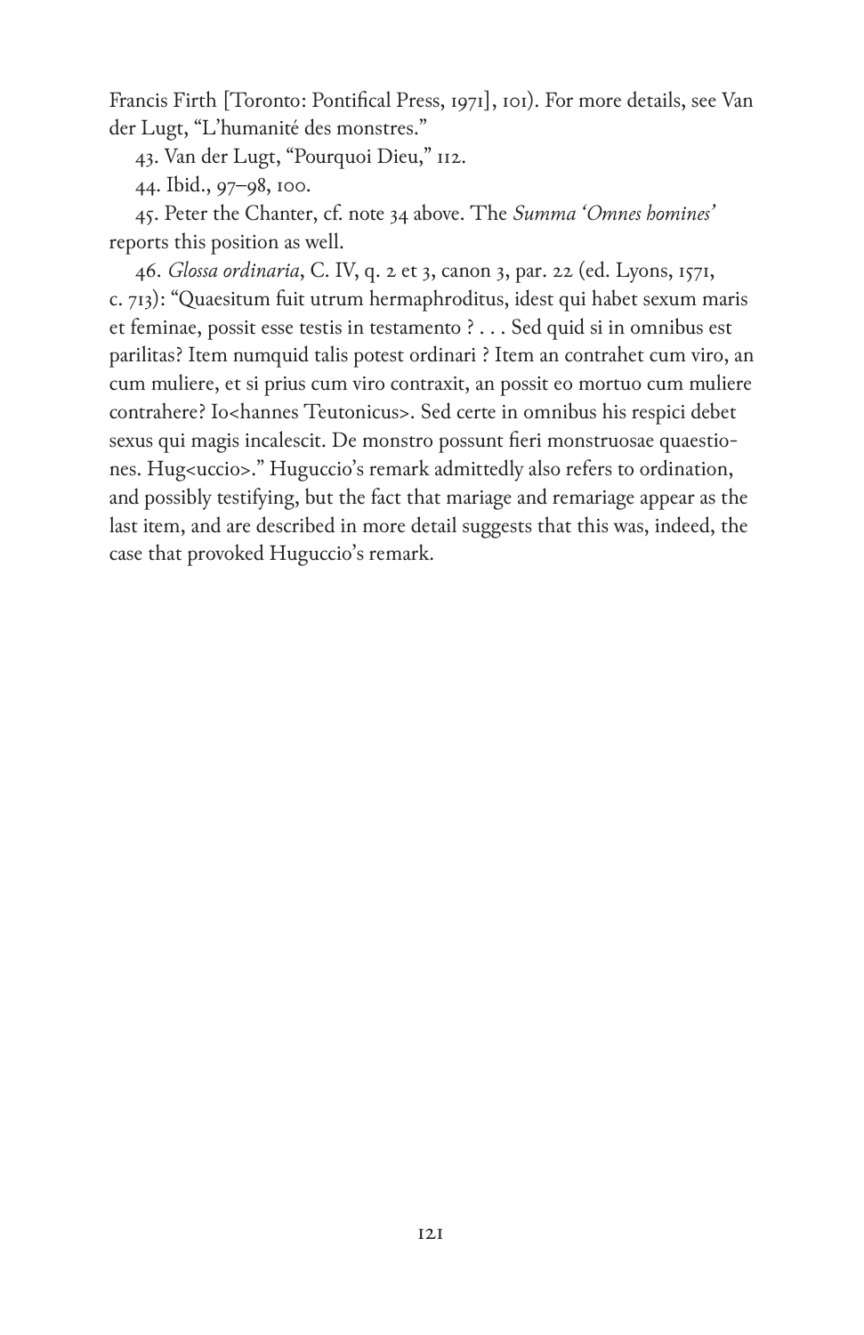Francis Firth [Toronto: Pontifical Press, 1971], 101). For more details, see Van der Lugt, "L'humanité des monstres."

43. Van der Lugt, "Pourquoi Dieu," 112.

44. Ibid., 97–98, 100.

45. Peter the Chanter, cf. note 34 above. The *Summa 'Omnes homines'* reports this position as well.

46. *Glossa ordinaria*, C. IV, q. 2 et 3, canon 3, par. 22 (ed. Lyons, 1571, c. 713): "Quaesitum fuit utrum hermaphroditus, idest qui habet sexum maris et feminae, possit esse testis in testamento ? . . . Sed quid si in omnibus est parilitas? Item numquid talis potest ordinari ? Item an contrahet cum viro, an cum muliere, et si prius cum viro contraxit, an possit eo mortuo cum muliere contrahere? Io<hannes Teutonicus>. Sed certe in omnibus his respici debet sexus qui magis incalescit. De monstro possunt fieri monstruosae quaestiones. Hug<uccio>." Huguccio's remark admittedly also refers to ordination, and possibly testifying, but the fact that mariage and remariage appear as the last item, and are described in more detail suggests that this was, indeed, the case that provoked Huguccio's remark.